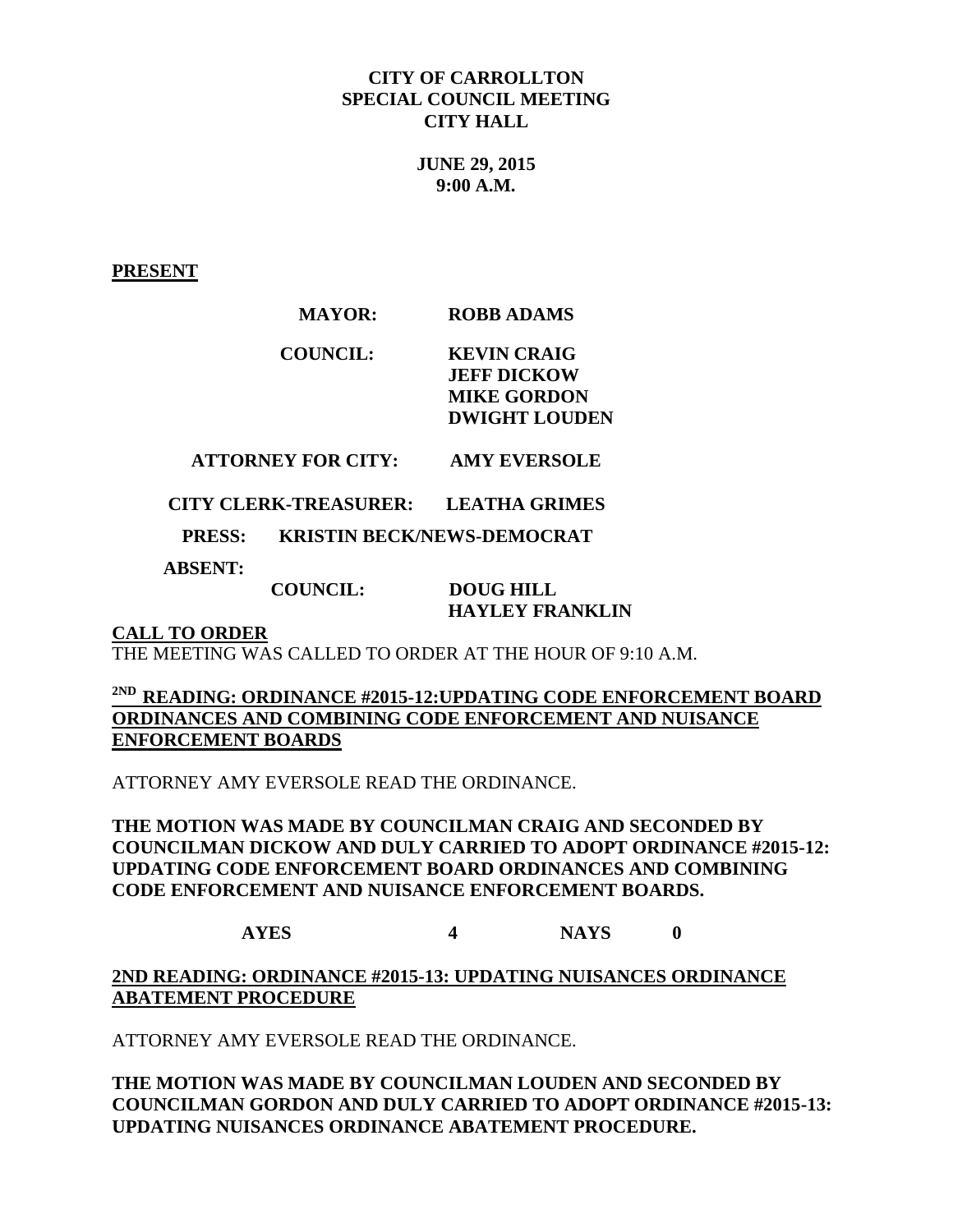**CITY OF CARROLLTON**
**SPECIAL COUNCIL MEETING**
**CITY HALL**

**JUNE 29, 2015**
**9:00 A.M.**

**PRESENT**

**MAYOR:** **ROBB ADAMS**

**COUNCIL:** **KEVIN CRAIG**
**JEFF DICKOW**
**MIKE GORDON**
**DWIGHT LOUDEN**

**ATTORNEY FOR CITY:** **AMY EVERSOLE**

**CITY CLERK-TREASURER:** **LEATHA GRIMES**

**PRESS:** **KRISTIN BECK/NEWS-DEMOCRAT**

**ABSENT:**

**COUNCIL:** **DOUG HILL**
**HAYLEY FRANKLIN**

**CALL TO ORDER**

THE MEETING WAS CALLED TO ORDER AT THE HOUR OF 9:10 A.M.

**2ND READING: ORDINANCE #2015-12:UPDATING CODE ENFORCEMENT BOARD ORDINANCES AND COMBINING CODE ENFORCEMENT AND NUISANCE ENFORCEMENT BOARDS**

ATTORNEY AMY EVERSOLE READ THE ORDINANCE.

**THE MOTION WAS MADE BY COUNCILMAN CRAIG AND SECONDED BY COUNCILMAN DICKOW AND DULY CARRIED TO ADOPT ORDINANCE #2015-12: UPDATING CODE ENFORCEMENT BOARD ORDINANCES AND COMBINING CODE ENFORCEMENT AND NUISANCE ENFORCEMENT BOARDS.**

**AYES 4 NAYS 0**

**2ND READING: ORDINANCE #2015-13: UPDATING NUISANCES ORDINANCE ABATEMENT PROCEDURE**

ATTORNEY AMY EVERSOLE READ THE ORDINANCE.

**THE MOTION WAS MADE BY COUNCILMAN LOUDEN AND SECONDED BY COUNCILMAN GORDON AND DULY CARRIED TO ADOPT ORDINANCE #2015-13: UPDATING NUISANCES ORDINANCE ABATEMENT PROCEDURE.**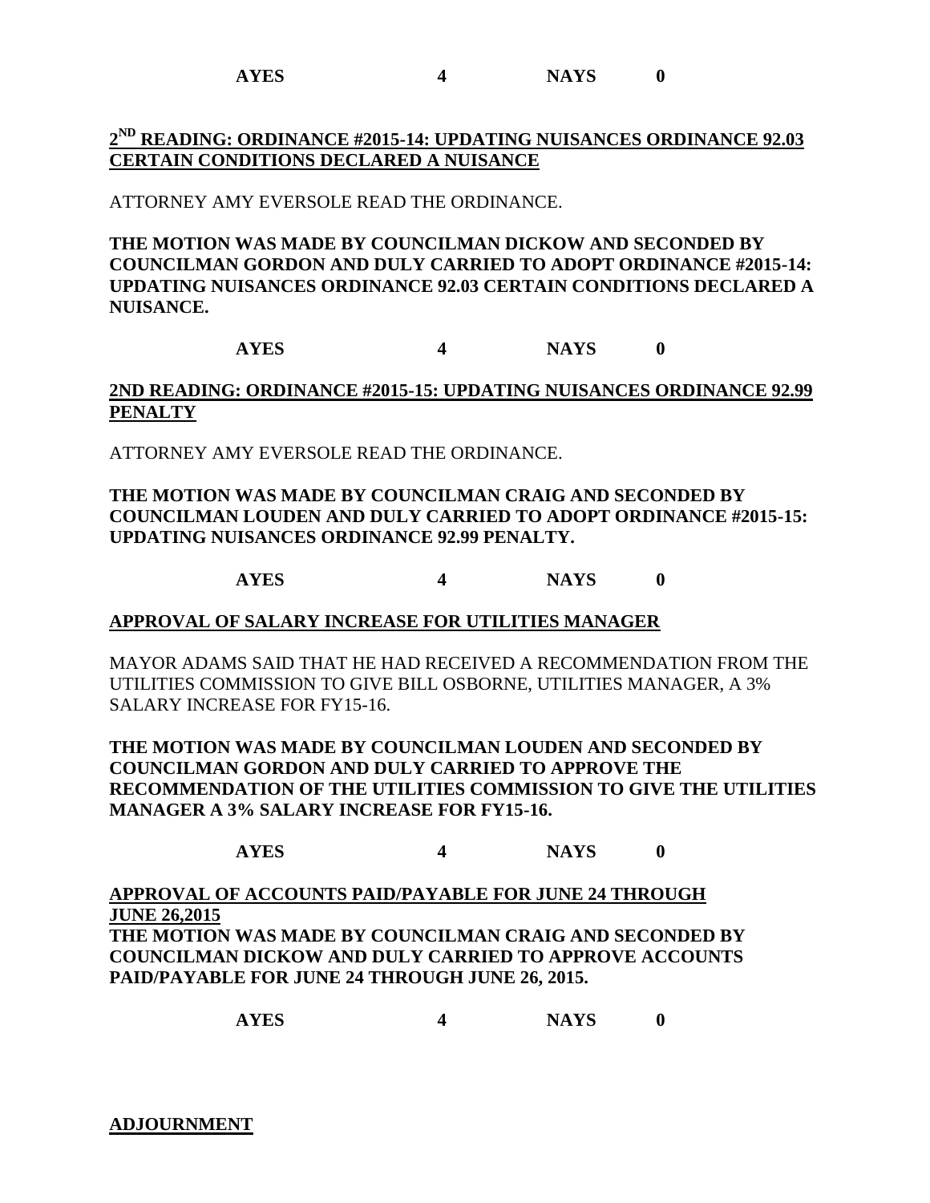**AYES 4 NAYS 0**

**2ND READING: ORDINANCE #2015-14: UPDATING NUISANCES ORDINANCE 92.03 CERTAIN CONDITIONS DECLARED A NUISANCE**

ATTORNEY AMY EVERSOLE READ THE ORDINANCE.

**THE MOTION WAS MADE BY COUNCILMAN DICKOW AND SECONDED BY COUNCILMAN GORDON AND DULY CARRIED TO ADOPT ORDINANCE #2015-14: UPDATING NUISANCES ORDINANCE 92.03 CERTAIN CONDITIONS DECLARED A NUISANCE.**

**AYES 4 NAYS 0**

**2ND READING: ORDINANCE #2015-15: UPDATING NUISANCES ORDINANCE 92.99 PENALTY**

ATTORNEY AMY EVERSOLE READ THE ORDINANCE.

**THE MOTION WAS MADE BY COUNCILMAN CRAIG AND SECONDED BY COUNCILMAN LOUDEN AND DULY CARRIED TO ADOPT ORDINANCE #2015-15: UPDATING NUISANCES ORDINANCE 92.99 PENALTY.**

**AYES 4 NAYS 0**

**APPROVAL OF SALARY INCREASE FOR UTILITIES MANAGER**

MAYOR ADAMS SAID THAT HE HAD RECEIVED A RECOMMENDATION FROM THE UTILITIES COMMISSION TO GIVE BILL OSBORNE, UTILITIES MANAGER, A 3% SALARY INCREASE FOR FY15-16.

**THE MOTION WAS MADE BY COUNCILMAN LOUDEN AND SECONDED BY COUNCILMAN GORDON AND DULY CARRIED TO APPROVE THE RECOMMENDATION OF THE UTILITIES COMMISSION TO GIVE THE UTILITIES MANAGER A 3% SALARY INCREASE FOR FY15-16.**

**AYES 4 NAYS 0**

**APPROVAL OF ACCOUNTS PAID/PAYABLE FOR JUNE 24 THROUGH JUNE 26,2015**

**THE MOTION WAS MADE BY COUNCILMAN CRAIG AND SECONDED BY COUNCILMAN DICKOW AND DULY CARRIED TO APPROVE ACCOUNTS PAID/PAYABLE FOR JUNE 24 THROUGH JUNE 26, 2015.**

**AYES 4 NAYS 0**

**ADJOURNMENT**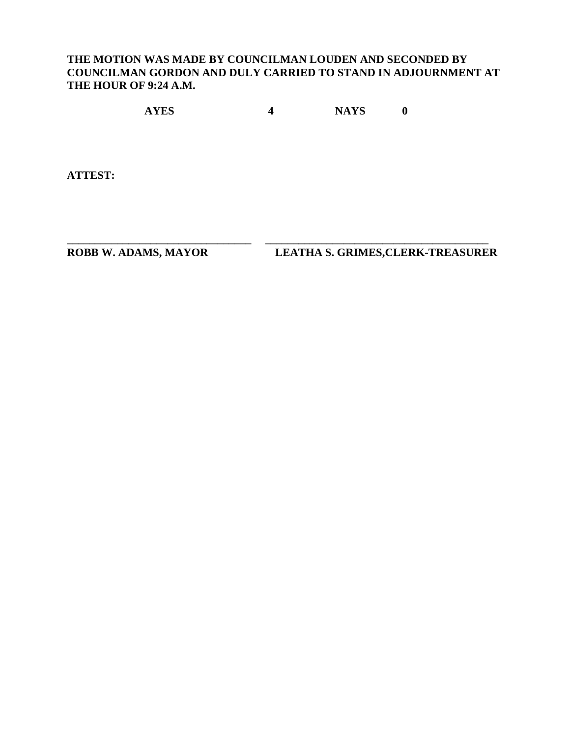**THE MOTION WAS MADE BY COUNCILMAN LOUDEN AND SECONDED BY COUNCILMAN GORDON AND DULY CARRIED TO STAND IN ADJOURNMENT AT THE HOUR OF 9:24 A.M.**

| | | | |
|---|---|---|---|
| **AYES** | **4** | **NAYS** | **0** |

**ATTEST:**

| | |
|---|---|
| ______________________________ | ______________________________ |
| **ROBB W. ADAMS, MAYOR** | **LEATHA S. GRIMES,CLERK-TREASURER** |